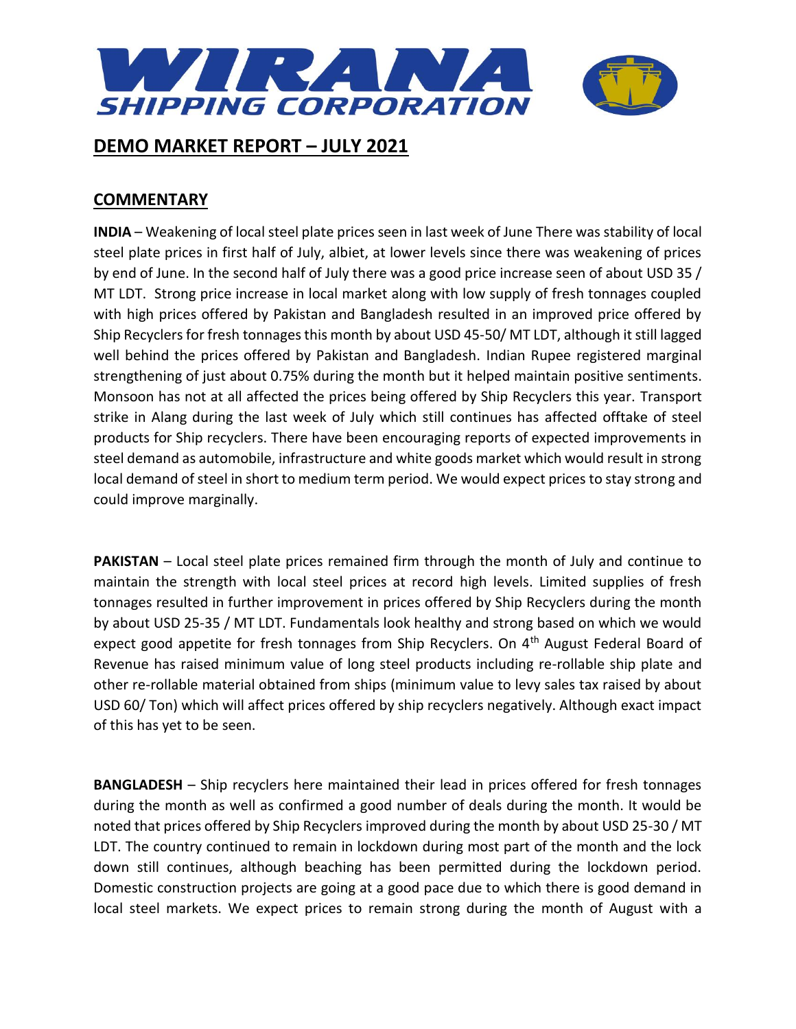# WIRANA SHIPPING CORPORATION

## DEMO MARKET REPORT – JULY 2021

## COMMENTARY

**INDIA** – Weakening of local steel plate prices seen in last week of June There was stability of local steel plate prices in first half of July, albiet, at lower levels since there was weakening of prices by end of June. In the second half of July there was a good price increase seen of about USD 35 / MT LDT. Strong price increase in local market along with low supply of fresh tonnages coupled with high prices offered by Pakistan and Bangladesh resulted in an improved price offered by Ship Recyclers for fresh tonnages this month by about USD 45-50/ MT LDT, although it still lagged well behind the prices offered by Pakistan and Bangladesh. Indian Rupee registered marginal strengthening of just about 0.75% during the month but it helped maintain positive sentiments. Monsoon has not at all affected the prices being offered by Ship Recyclers this year. Transport strike in Alang during the last week of July which still continues has affected offtake of steel products for Ship recyclers. There have been encouraging reports of expected improvements in steel demand as automobile, infrastructure and white goods market which would result in strong local demand of steel in short to medium term period. We would expect prices to stay strong and could improve marginally.

**PAKISTAN** – Local steel plate prices remained firm through the month of July and continue to maintain the strength with local steel prices at record high levels. Limited supplies of fresh tonnages resulted in further improvement in prices offered by Ship Recyclers during the month by about USD 25-35 / MT LDT. Fundamentals look healthy and strong based on which we would expect good appetite for fresh tonnages from Ship Recyclers. On 4th August Federal Board of Revenue has raised minimum value of long steel products including re-rollable ship plate and other re-rollable material obtained from ships (minimum value to levy sales tax raised by about USD 60/ Ton) which will affect prices offered by ship recyclers negatively. Although exact impact of this has yet to be seen.

**BANGLADESH** – Ship recyclers here maintained their lead in prices offered for fresh tonnages during the month as well as confirmed a good number of deals during the month. It would be noted that prices offered by Ship Recyclers improved during the month by about USD 25-30 / MT LDT. The country continued to remain in lockdown during most part of the month and the lock down still continues, although beaching has been permitted during the lockdown period. Domestic construction projects are going at a good pace due to which there is good demand in local steel markets. We expect prices to remain strong during the month of August with a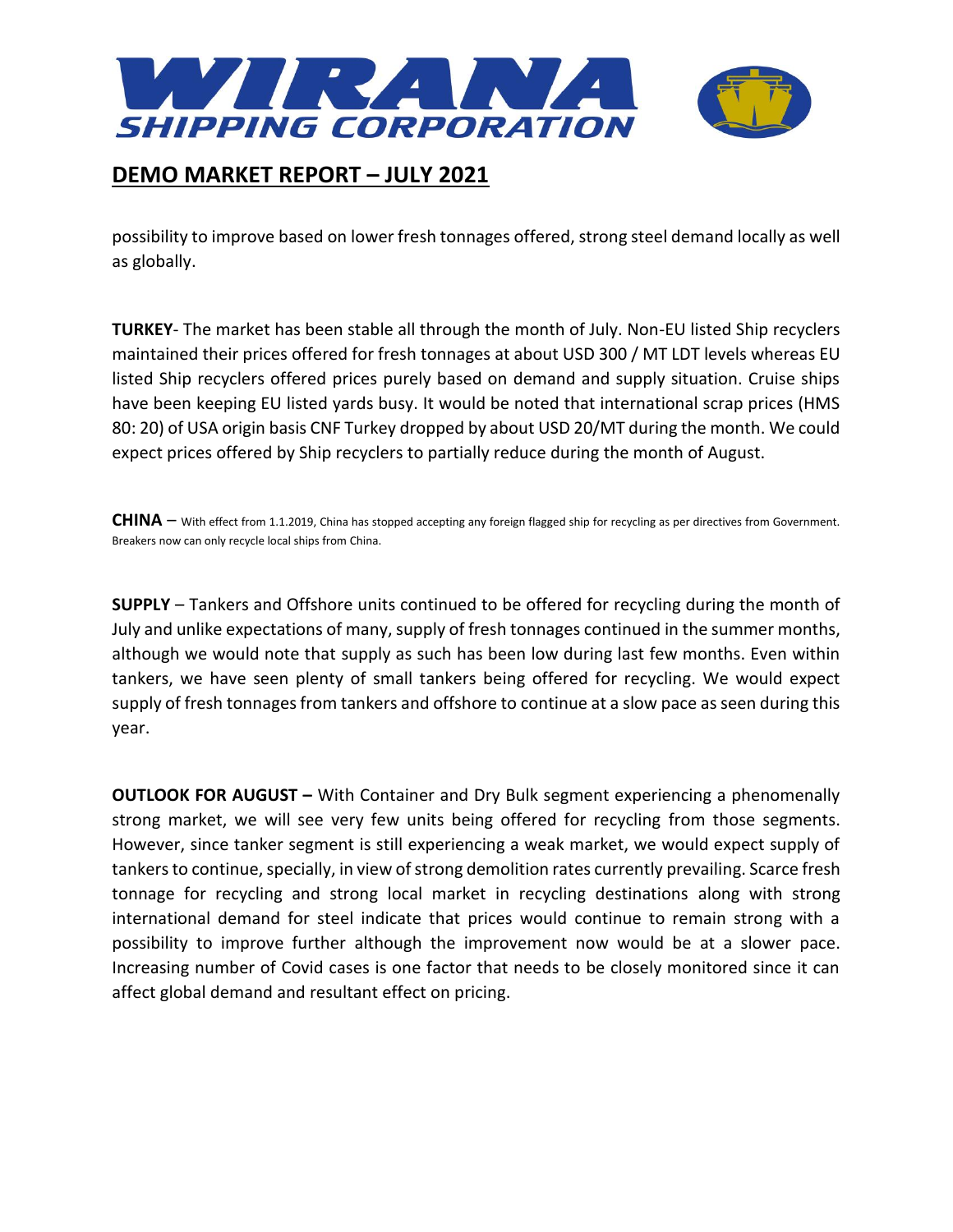possibility to improve based on lower fresh tonnages offered, strong steel demand locally as well as globally.

**TURKEY**- The market has been stable all through the month of July. Non-EU listed Ship recyclers maintained their prices offered for fresh tonnages at about USD 300 / MT LDT levels whereas EU listed Ship recyclers offered prices purely based on demand and supply situation. Cruise ships have been keeping EU listed yards busy. It would be noted that international scrap prices (HMS 80: 20) of USA origin basis CNF Turkey dropped by about USD 20/MT during the month. We could expect prices offered by Ship recyclers to partially reduce during the month of August.

**CHINA** – With effect from 1.1.2019, China has stopped accepting any foreign flagged ship for recycling as per directives from Government. Breakers now can only recycle local ships from China.

**SUPPLY** – Tankers and Offshore units continued to be offered for recycling during the month of July and unlike expectations of many, supply of fresh tonnages continued in the summer months, although we would note that supply as such has been low during last few months. Even within tankers, we have seen plenty of small tankers being offered for recycling. We would expect supply of fresh tonnages from tankers and offshore to continue at a slow pace as seen during this year.

**OUTLOOK FOR AUGUST –** With Container and Dry Bulk segment experiencing a phenomenally strong market, we will see very few units being offered for recycling from those segments. However, since tanker segment is still experiencing a weak market, we would expect supply of tankers to continue, specially, in view of strong demolition rates currently prevailing. Scarce fresh tonnage for recycling and strong local market in recycling destinations along with strong international demand for steel indicate that prices would continue to remain strong with a possibility to improve further although the improvement now would be at a slower pace. Increasing number of Covid cases is one factor that needs to be closely monitored since it can affect global demand and resultant effect on pricing.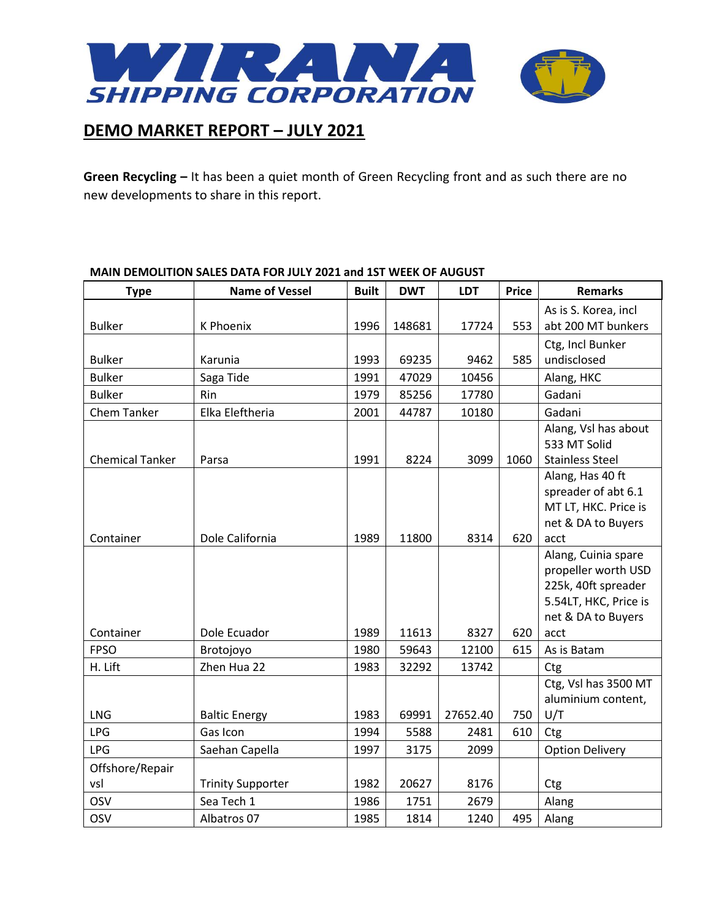# WIRANA SHIPPING CORPORATION

## DEMO MARKET REPORT – JULY 2021

**Green Recycling –** It has been a quiet month of Green Recycling front and as such there are no new developments to share in this report.

**MAIN DEMOLITION SALES DATA FOR JULY 2021 and 1ST WEEK OF AUGUST**

| Type | Name of Vessel | Built | DWT | LDT | Price | Remarks |
|---|---|---|---|---|---|---|
| Bulker | K Phoenix | 1996 | 148681 | 17724 | 553 | As is S. Korea, incl abt 200 MT bunkers |
| Bulker | Karunia | 1993 | 69235 | 9462 | 585 | Ctg, Incl Bunker undisclosed |
| Bulker | Saga Tide | 1991 | 47029 | 10456 | | Alang, HKC |
| Bulker | Rin | 1979 | 85256 | 17780 | | Gadani |
| Chem Tanker | Elka Eleftheria | 2001 | 44787 | 10180 | | Gadani |
| Chemical Tanker | Parsa | 1991 | 8224 | 3099 | 1060 | Alang, Vsl has about 533 MT Solid Stainless Steel |
| Container | Dole California | 1989 | 11800 | 8314 | 620 | Alang, Has 40 ft spreader of abt 6.1 MT LT, HKC. Price is net & DA to Buyers acct |
| Container | Dole Ecuador | 1989 | 11613 | 8327 | 620 | Alang, Cuinia spare propeller worth USD 225k, 40ft spreader 5.54LT, HKC, Price is net & DA to Buyers acct |
| FPSO | Brotojoyo | 1980 | 59643 | 12100 | 615 | As is Batam |
| H. Lift | Zhen Hua 22 | 1983 | 32292 | 13742 | | Ctg |
| LNG | Baltic Energy | 1983 | 69991 | 27652.40 | 750 | Ctg, Vsl has 3500 MT aluminium content, U/T |
| LPG | Gas Icon | 1994 | 5588 | 2481 | 610 | Ctg |
| LPG | Saehan Capella | 1997 | 3175 | 2099 | | Option Delivery |
| Offshore/Repair vsl | Trinity Supporter | 1982 | 20627 | 8176 | | Ctg |
| OSV | Sea Tech 1 | 1986 | 1751 | 2679 | | Alang |
| OSV | Albatros 07 | 1985 | 1814 | 1240 | 495 | Alang |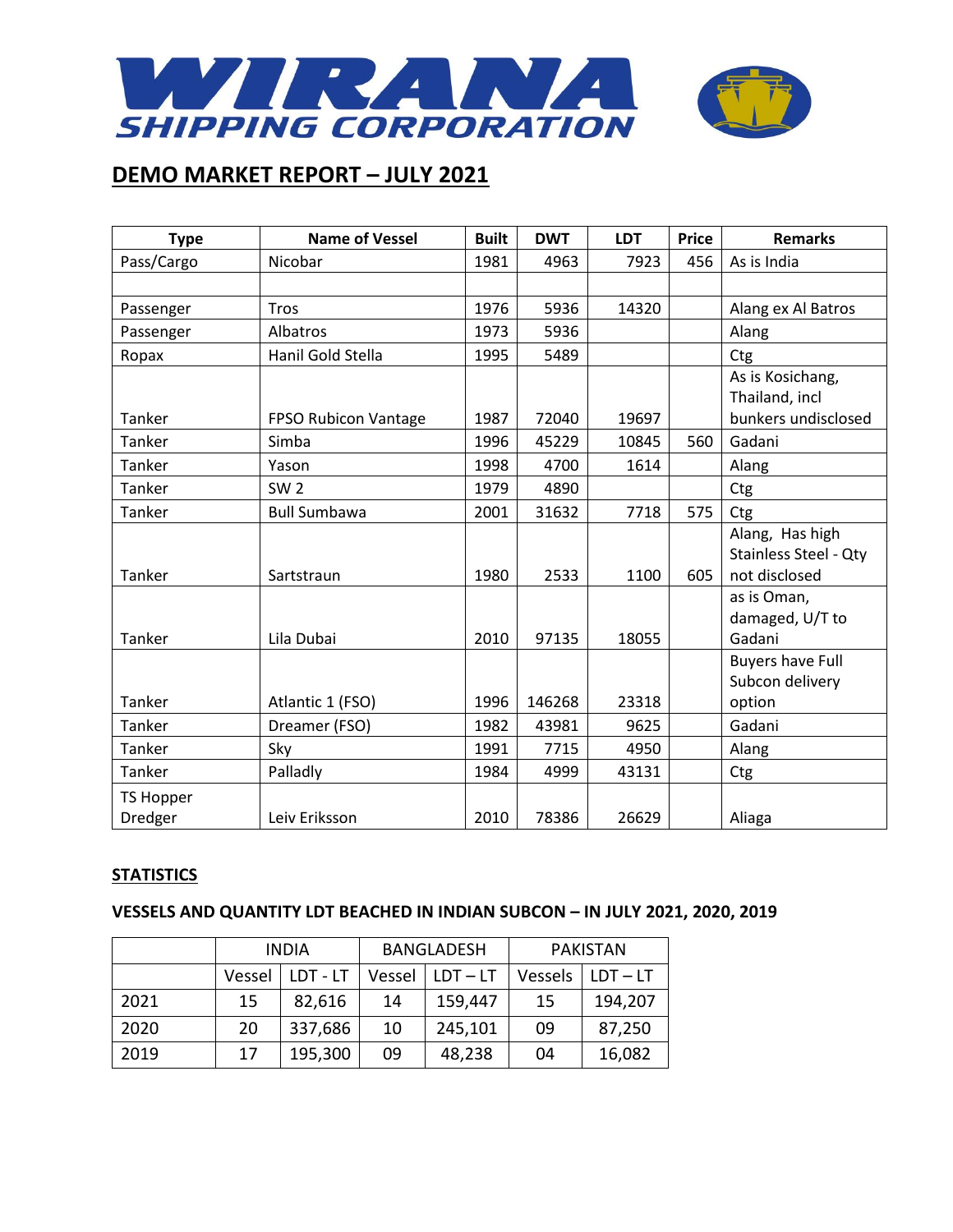# WIRANA SHIPPING CORPORATION

## DEMO MARKET REPORT – JULY 2021

| Type | Name of Vessel | Built | DWT | LDT | Price | Remarks |
|---|---|---|---|---|---|---|
| Pass/Cargo | Nicobar | 1981 | 4963 | 7923 | 456 | As is India |
| | | | | | | |
| Passenger | Tros | 1976 | 5936 | 14320 | | Alang ex Al Batros |
| Passenger | Albatros | 1973 | 5936 | | | Alang |
| Ropax | Hanil Gold Stella | 1995 | 5489 | | | Ctg |
| Tanker | FPSO Rubicon Vantage | 1987 | 72040 | 19697 | | As is Kosichang, Thailand, incl bunkers undisclosed |
| Tanker | Simba | 1996 | 45229 | 10845 | 560 | Gadani |
| Tanker | Yason | 1998 | 4700 | 1614 | | Alang |
| Tanker | SW 2 | 1979 | 4890 | | | Ctg |
| Tanker | Bull Sumbawa | 2001 | 31632 | 7718 | 575 | Ctg |
| Tanker | Sartstraun | 1980 | 2533 | 1100 | 605 | Alang, Has high Stainless Steel - Qty not disclosed |
| Tanker | Lila Dubai | 2010 | 97135 | 18055 | | as is Oman, damaged, U/T to Gadani |
| Tanker | Atlantic 1 (FSO) | 1996 | 146268 | 23318 | | Buyers have Full Subcon delivery option |
| Tanker | Dreamer (FSO) | 1982 | 43981 | 9625 | | Gadani |
| Tanker | Sky | 1991 | 7715 | 4950 | | Alang |
| Tanker | Palladly | 1984 | 4999 | 43131 | | Ctg |
| TS Hopper Dredger | Leiv Eriksson | 2010 | 78386 | 26629 | | Aliaga |

**STATISTICS**

### VESSELS AND QUANTITY LDT BEACHED IN INDIAN SUBCON – IN JULY 2021, 2020, 2019

| | INDIA | | BANGLADESH | | PAKISTAN | |
|---|---|---|---|---|---|---|
| | Vessel | LDT - LT | Vessel | LDT – LT | Vessels | LDT – LT |
| 2021 | 15 | 82,616 | 14 | 159,447 | 15 | 194,207 |
| 2020 | 20 | 337,686 | 10 | 245,101 | 09 | 87,250 |
| 2019 | 17 | 195,300 | 09 | 48,238 | 04 | 16,082 |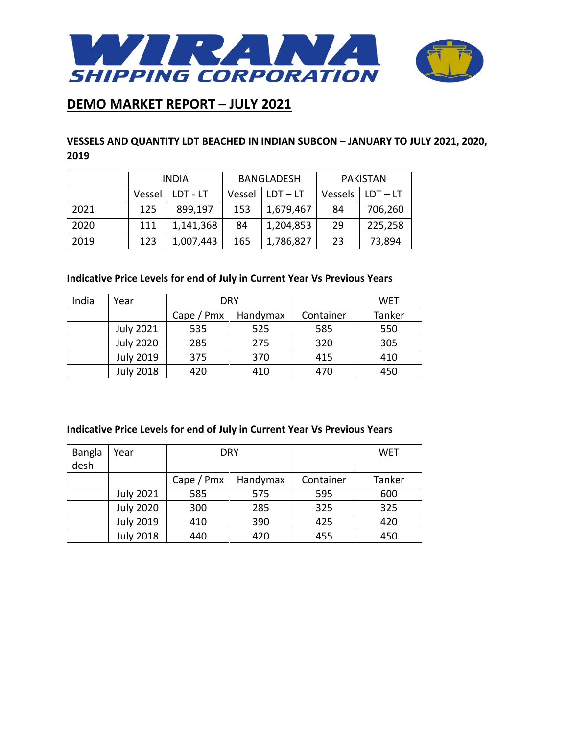# WIRANA SHIPPING CORPORATION

## DEMO MARKET REPORT – JULY 2021

### VESSELS AND QUANTITY LDT BEACHED IN INDIAN SUBCON – JANUARY TO JULY 2021, 2020, 2019

| | INDIA | | BANGLADESH | | PAKISTAN | |
|---|---|---|---|---|---|---|
| | Vessel | LDT - LT | Vessel | LDT – LT | Vessels | LDT – LT |
| 2021 | 125 | 899,197 | 153 | 1,679,467 | 84 | 706,260 |
| 2020 | 111 | 1,141,368 | 84 | 1,204,853 | 29 | 225,258 |
| 2019 | 123 | 1,007,443 | 165 | 1,786,827 | 23 | 73,894 |

### Indicative Price Levels for end of July in Current Year Vs Previous Years

| India | Year | DRY | | | WET |
|---|---|---|---|---|---|
| | | Cape / Pmx | Handymax | Container | Tanker |
| | July 2021 | 535 | 525 | 585 | 550 |
| | July 2020 | 285 | 275 | 320 | 305 |
| | July 2019 | 375 | 370 | 415 | 410 |
| | July 2018 | 420 | 410 | 470 | 450 |

### Indicative Price Levels for end of July in Current Year Vs Previous Years

| Bangladesh | Year | DRY | | | WET |
|---|---|---|---|---|---|
| | | Cape / Pmx | Handymax | Container | Tanker |
| | July 2021 | 585 | 575 | 595 | 600 |
| | July 2020 | 300 | 285 | 325 | 325 |
| | July 2019 | 410 | 390 | 425 | 420 |
| | July 2018 | 440 | 420 | 455 | 450 |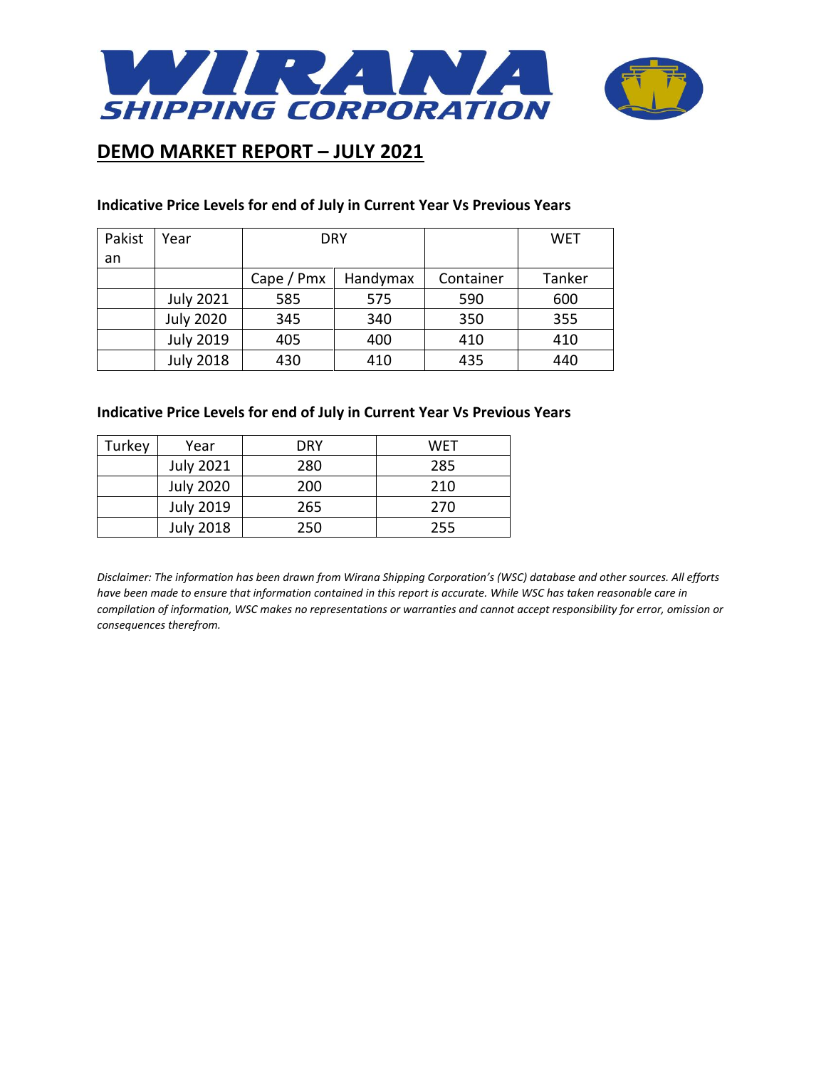# WIRANA SHIPPING CORPORATION

## DEMO MARKET REPORT – JULY 2021

### Indicative Price Levels for end of July in Current Year Vs Previous Years

| Pakistan | Year | DRY | | | WET |
|---|---|---|---|---|---|
| | | Cape / Pmx | Handymax | Container | Tanker |
| | July 2021 | 585 | 575 | 590 | 600 |
| | July 2020 | 345 | 340 | 350 | 355 |
| | July 2019 | 405 | 400 | 410 | 410 |
| | July 2018 | 430 | 410 | 435 | 440 |

### Indicative Price Levels for end of July in Current Year Vs Previous Years

| Turkey | Year | DRY | WET |
|---|---|---|---|
| | July 2021 | 280 | 285 |
| | July 2020 | 200 | 210 |
| | July 2019 | 265 | 270 |
| | July 2018 | 250 | 255 |

*Disclaimer: The information has been drawn from Wirana Shipping Corporation's (WSC) database and other sources. All efforts have been made to ensure that information contained in this report is accurate. While WSC has taken reasonable care in compilation of information, WSC makes no representations or warranties and cannot accept responsibility for error, omission or consequences therefrom.*